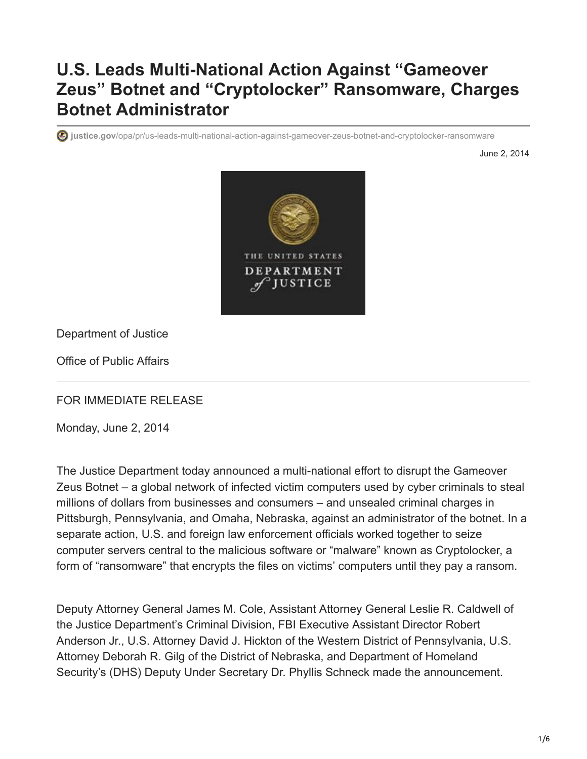# U.S. Leads Multi-National Action Against “Gameover Zeus” Botnet and “Cryptolocker” Ransomware, Charges Botnet Administrator

justice.gov/opa/pr/us-leads-multi-national-action-against-gameover-zeus-botnet-and-cryptolocker-ransomware

June 2, 2014

Department of Justice

Office of Public Affairs

FOR IMMEDIATE RELEASE

Monday, June 2, 2014

The Justice Department today announced a multi-national effort to disrupt the Gameover Zeus Botnet – a global network of infected victim computers used by cyber criminals to steal millions of dollars from businesses and consumers – and unsealed criminal charges in Pittsburgh, Pennsylvania, and Omaha, Nebraska, against an administrator of the botnet. In a separate action, U.S. and foreign law enforcement officials worked together to seize computer servers central to the malicious software or “malware” known as Cryptolocker, a form of “ransomware” that encrypts the files on victims’ computers until they pay a ransom.

Deputy Attorney General James M. Cole, Assistant Attorney General Leslie R. Caldwell of the Justice Department’s Criminal Division, FBI Executive Assistant Director Robert Anderson Jr., U.S. Attorney David J. Hickton of the Western District of Pennsylvania, U.S. Attorney Deborah R. Gilg of the District of Nebraska, and Department of Homeland Security’s (DHS) Deputy Under Secretary Dr. Phyllis Schneck made the announcement.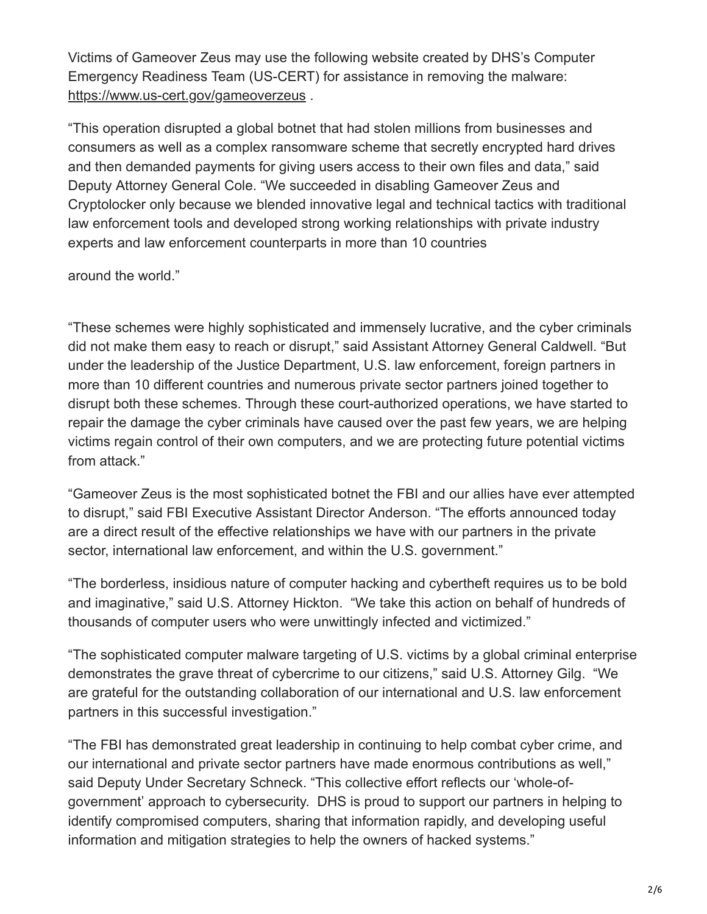Victims of Gameover Zeus may use the following website created by DHS's Computer Emergency Readiness Team (US-CERT) for assistance in removing the malware: https://www.us-cert.gov/gameoverzeus .

"This operation disrupted a global botnet that had stolen millions from businesses and consumers as well as a complex ransomware scheme that secretly encrypted hard drives and then demanded payments for giving users access to their own files and data," said Deputy Attorney General Cole. "We succeeded in disabling Gameover Zeus and Cryptolocker only because we blended innovative legal and technical tactics with traditional law enforcement tools and developed strong working relationships with private industry experts and law enforcement counterparts in more than 10 countries around the world."

"These schemes were highly sophisticated and immensely lucrative, and the cyber criminals did not make them easy to reach or disrupt," said Assistant Attorney General Caldwell. "But under the leadership of the Justice Department, U.S. law enforcement, foreign partners in more than 10 different countries and numerous private sector partners joined together to disrupt both these schemes. Through these court-authorized operations, we have started to repair the damage the cyber criminals have caused over the past few years, we are helping victims regain control of their own computers, and we are protecting future potential victims from attack."

"Gameover Zeus is the most sophisticated botnet the FBI and our allies have ever attempted to disrupt," said FBI Executive Assistant Director Anderson. "The efforts announced today are a direct result of the effective relationships we have with our partners in the private sector, international law enforcement, and within the U.S. government."

"The borderless, insidious nature of computer hacking and cybertheft requires us to be bold and imaginative," said U.S. Attorney Hickton. "We take this action on behalf of hundreds of thousands of computer users who were unwittingly infected and victimized."

"The sophisticated computer malware targeting of U.S. victims by a global criminal enterprise demonstrates the grave threat of cybercrime to our citizens," said U.S. Attorney Gilg. "We are grateful for the outstanding collaboration of our international and U.S. law enforcement partners in this successful investigation."

"The FBI has demonstrated great leadership in continuing to help combat cyber crime, and our international and private sector partners have made enormous contributions as well," said Deputy Under Secretary Schneck. "This collective effort reflects our 'whole-of-government' approach to cybersecurity. DHS is proud to support our partners in helping to identify compromised computers, sharing that information rapidly, and developing useful information and mitigation strategies to help the owners of hacked systems."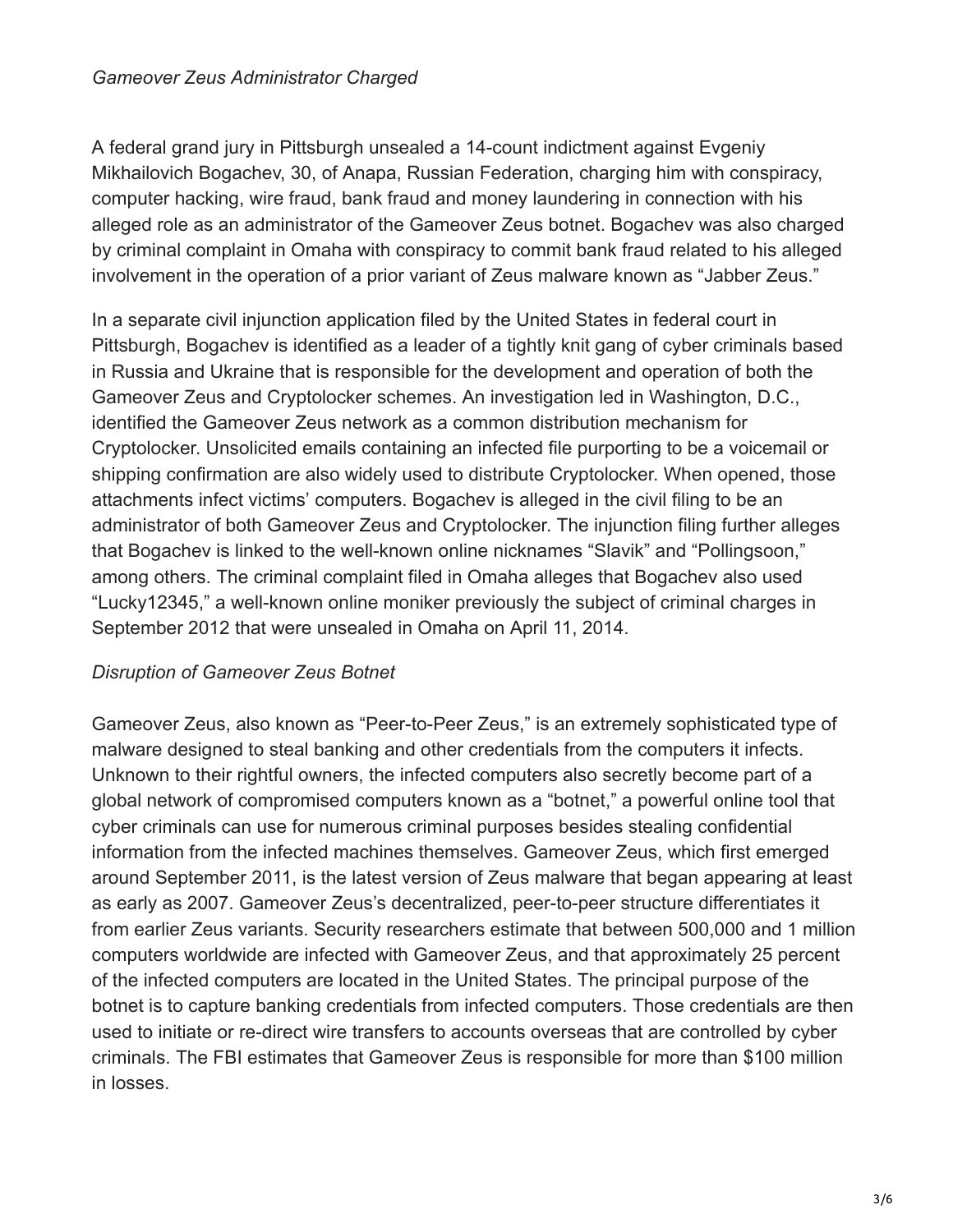*Gameover Zeus Administrator Charged*

A federal grand jury in Pittsburgh unsealed a 14-count indictment against Evgeniy Mikhailovich Bogachev, 30, of Anapa, Russian Federation, charging him with conspiracy, computer hacking, wire fraud, bank fraud and money laundering in connection with his alleged role as an administrator of the Gameover Zeus botnet. Bogachev was also charged by criminal complaint in Omaha with conspiracy to commit bank fraud related to his alleged involvement in the operation of a prior variant of Zeus malware known as "Jabber Zeus."

In a separate civil injunction application filed by the United States in federal court in Pittsburgh, Bogachev is identified as a leader of a tightly knit gang of cyber criminals based in Russia and Ukraine that is responsible for the development and operation of both the Gameover Zeus and Cryptolocker schemes. An investigation led in Washington, D.C., identified the Gameover Zeus network as a common distribution mechanism for Cryptolocker. Unsolicited emails containing an infected file purporting to be a voicemail or shipping confirmation are also widely used to distribute Cryptolocker. When opened, those attachments infect victims' computers. Bogachev is alleged in the civil filing to be an administrator of both Gameover Zeus and Cryptolocker. The injunction filing further alleges that Bogachev is linked to the well-known online nicknames "Slavik" and "Pollingsoon," among others. The criminal complaint filed in Omaha alleges that Bogachev also used "Lucky12345," a well-known online moniker previously the subject of criminal charges in September 2012 that were unsealed in Omaha on April 11, 2014.

*Disruption of Gameover Zeus Botnet*

Gameover Zeus, also known as "Peer-to-Peer Zeus," is an extremely sophisticated type of malware designed to steal banking and other credentials from the computers it infects. Unknown to their rightful owners, the infected computers also secretly become part of a global network of compromised computers known as a "botnet," a powerful online tool that cyber criminals can use for numerous criminal purposes besides stealing confidential information from the infected machines themselves. Gameover Zeus, which first emerged around September 2011, is the latest version of Zeus malware that began appearing at least as early as 2007. Gameover Zeus's decentralized, peer-to-peer structure differentiates it from earlier Zeus variants. Security researchers estimate that between 500,000 and 1 million computers worldwide are infected with Gameover Zeus, and that approximately 25 percent of the infected computers are located in the United States. The principal purpose of the botnet is to capture banking credentials from infected computers. Those credentials are then used to initiate or re-direct wire transfers to accounts overseas that are controlled by cyber criminals. The FBI estimates that Gameover Zeus is responsible for more than $100 million in losses.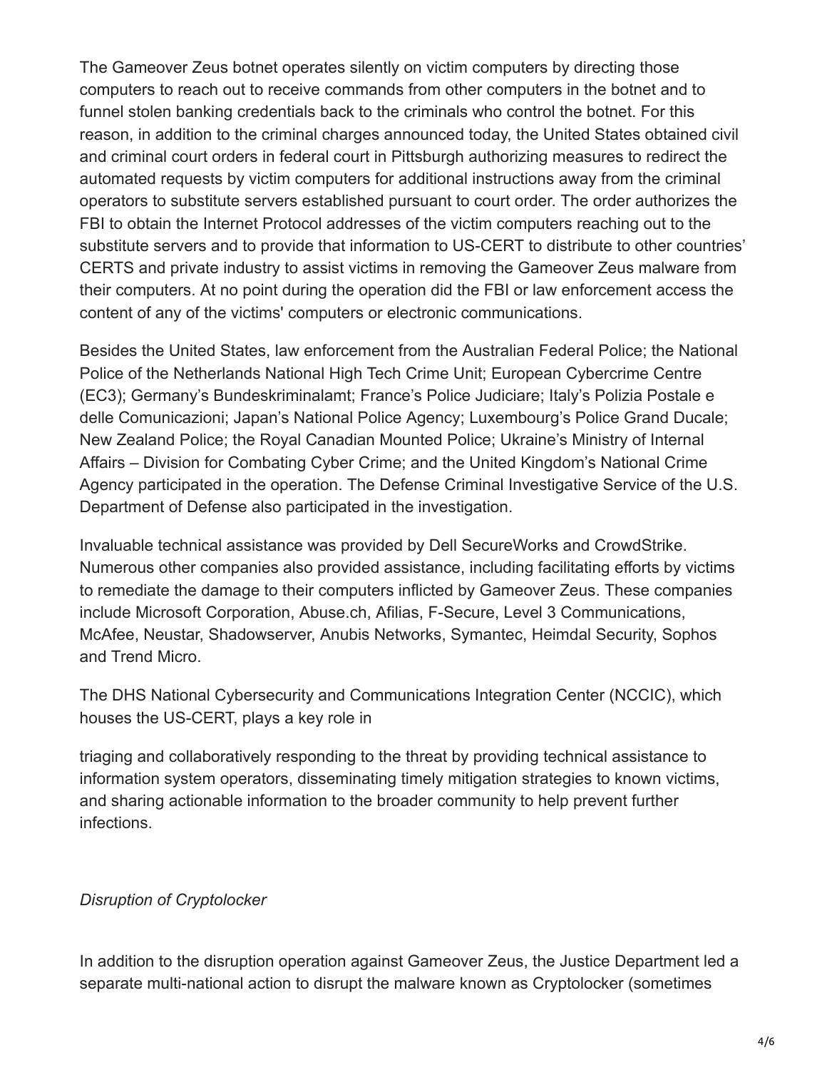The Gameover Zeus botnet operates silently on victim computers by directing those computers to reach out to receive commands from other computers in the botnet and to funnel stolen banking credentials back to the criminals who control the botnet. For this reason, in addition to the criminal charges announced today, the United States obtained civil and criminal court orders in federal court in Pittsburgh authorizing measures to redirect the automated requests by victim computers for additional instructions away from the criminal operators to substitute servers established pursuant to court order. The order authorizes the FBI to obtain the Internet Protocol addresses of the victim computers reaching out to the substitute servers and to provide that information to US-CERT to distribute to other countries' CERTS and private industry to assist victims in removing the Gameover Zeus malware from their computers. At no point during the operation did the FBI or law enforcement access the content of any of the victims' computers or electronic communications.

Besides the United States, law enforcement from the Australian Federal Police; the National Police of the Netherlands National High Tech Crime Unit; European Cybercrime Centre (EC3); Germany's Bundeskriminalamt; France's Police Judiciare; Italy's Polizia Postale e delle Comunicazioni; Japan's National Police Agency; Luxembourg's Police Grand Ducale; New Zealand Police; the Royal Canadian Mounted Police; Ukraine's Ministry of Internal Affairs – Division for Combating Cyber Crime; and the United Kingdom's National Crime Agency participated in the operation. The Defense Criminal Investigative Service of the U.S. Department of Defense also participated in the investigation.

Invaluable technical assistance was provided by Dell SecureWorks and CrowdStrike. Numerous other companies also provided assistance, including facilitating efforts by victims to remediate the damage to their computers inflicted by Gameover Zeus. These companies include Microsoft Corporation, Abuse.ch, Afilias, F-Secure, Level 3 Communications, McAfee, Neustar, Shadowserver, Anubis Networks, Symantec, Heimdal Security, Sophos and Trend Micro.

The DHS National Cybersecurity and Communications Integration Center (NCCIC), which houses the US-CERT, plays a key role in triaging and collaboratively responding to the threat by providing technical assistance to information system operators, disseminating timely mitigation strategies to known victims, and sharing actionable information to the broader community to help prevent further infections.

*Disruption of Cryptolocker*

In addition to the disruption operation against Gameover Zeus, the Justice Department led a separate multi-national action to disrupt the malware known as Cryptolocker (sometimes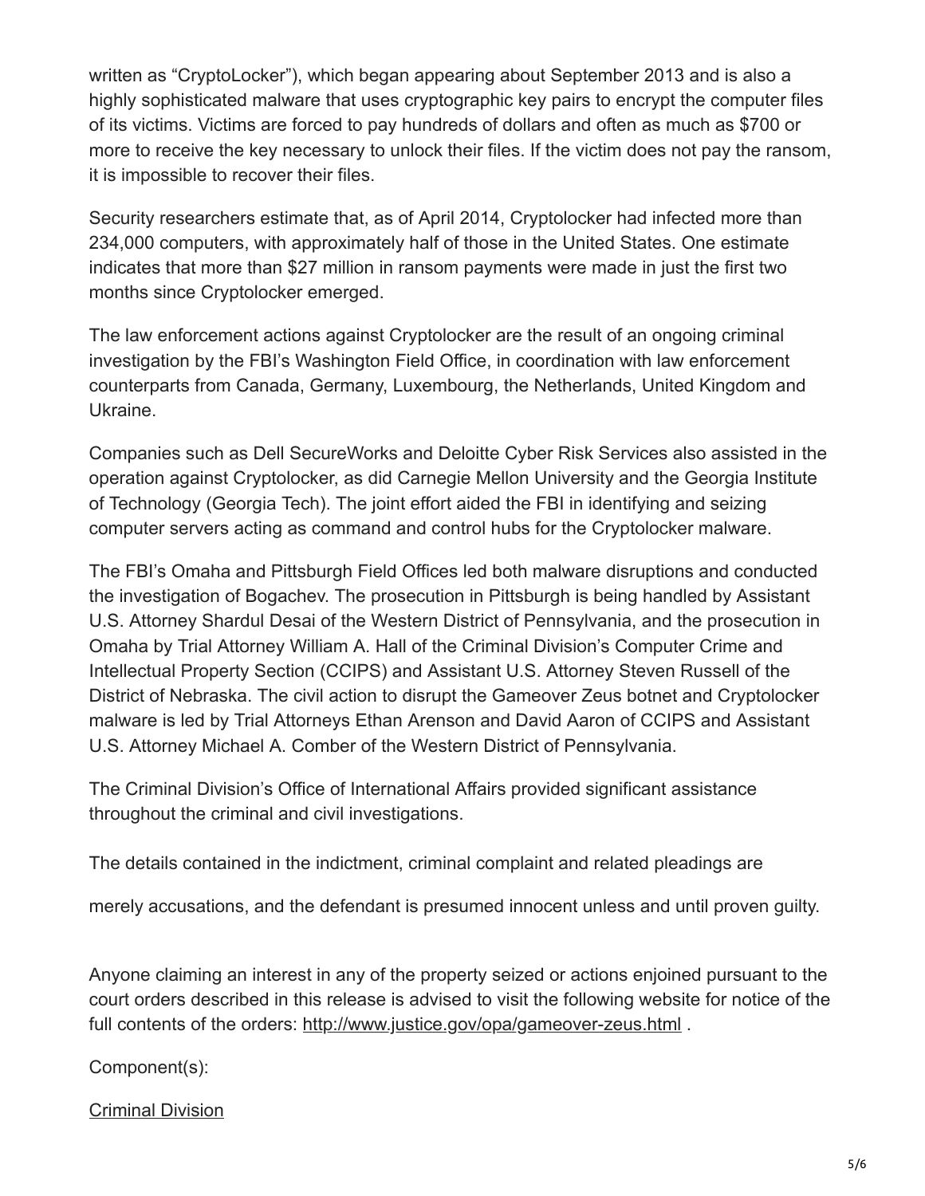written as "CryptoLocker"), which began appearing about September 2013 and is also a highly sophisticated malware that uses cryptographic key pairs to encrypt the computer files of its victims. Victims are forced to pay hundreds of dollars and often as much as $700 or more to receive the key necessary to unlock their files. If the victim does not pay the ransom, it is impossible to recover their files.

Security researchers estimate that, as of April 2014, Cryptolocker had infected more than 234,000 computers, with approximately half of those in the United States. One estimate indicates that more than $27 million in ransom payments were made in just the first two months since Cryptolocker emerged.

The law enforcement actions against Cryptolocker are the result of an ongoing criminal investigation by the FBI's Washington Field Office, in coordination with law enforcement counterparts from Canada, Germany, Luxembourg, the Netherlands, United Kingdom and Ukraine.

Companies such as Dell SecureWorks and Deloitte Cyber Risk Services also assisted in the operation against Cryptolocker, as did Carnegie Mellon University and the Georgia Institute of Technology (Georgia Tech). The joint effort aided the FBI in identifying and seizing computer servers acting as command and control hubs for the Cryptolocker malware.

The FBI's Omaha and Pittsburgh Field Offices led both malware disruptions and conducted the investigation of Bogachev. The prosecution in Pittsburgh is being handled by Assistant U.S. Attorney Shardul Desai of the Western District of Pennsylvania, and the prosecution in Omaha by Trial Attorney William A. Hall of the Criminal Division's Computer Crime and Intellectual Property Section (CCIPS) and Assistant U.S. Attorney Steven Russell of the District of Nebraska. The civil action to disrupt the Gameover Zeus botnet and Cryptolocker malware is led by Trial Attorneys Ethan Arenson and David Aaron of CCIPS and Assistant U.S. Attorney Michael A. Comber of the Western District of Pennsylvania.

The Criminal Division's Office of International Affairs provided significant assistance throughout the criminal and civil investigations.

The details contained in the indictment, criminal complaint and related pleadings are

merely accusations, and the defendant is presumed innocent unless and until proven guilty.

Anyone claiming an interest in any of the property seized or actions enjoined pursuant to the court orders described in this release is advised to visit the following website for notice of the full contents of the orders: [http://www.justice.gov/opa/gameover-zeus.html](http://www.justice.gov/opa/gameover-zeus.html) .

Component(s):

[Criminal Division]()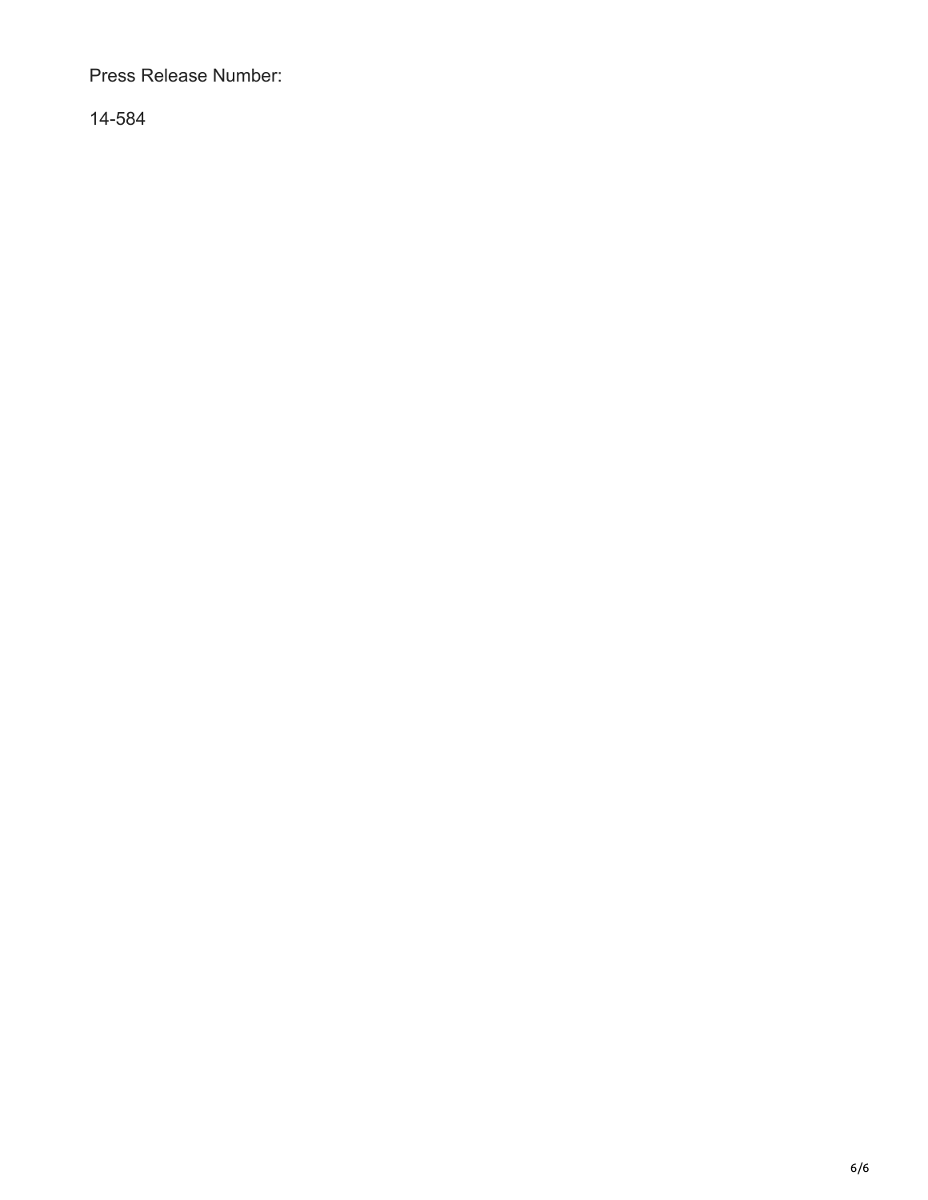Press Release Number:

14-584